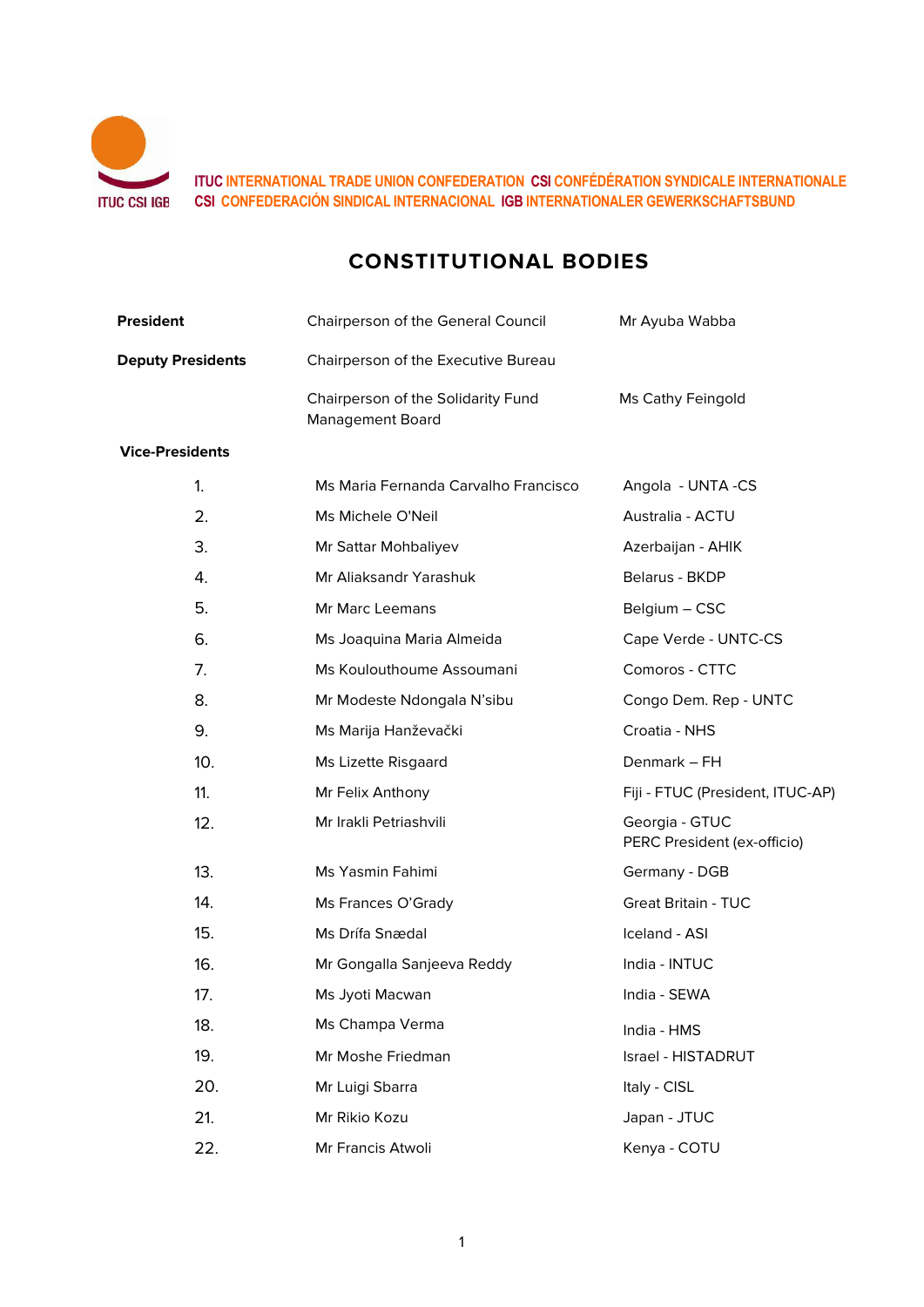ITUC INTERNATIONAL TRADE UNION CONFEDERATION CSI CONFÉDÉRATION SYNDICALE INTERNATIONALE
CSI CONFEDERACIÓN SINDICAL INTERNACIONAL IGB INTERNATIONALER GEWERKSCHAFTSBUND

# CONSTITUTIONAL BODIES

| | | |
|---|---|---|
| **President** | Chairperson of the General Council | Mr Ayuba Wabba |
| **Deputy Presidents** | Chairperson of the Executive Bureau | |
| | Chairperson of the Solidarity Fund Management Board | Ms Cathy Feingold |

**Vice-Presidents**

| | | |
|---|---|---|
| 1. | Ms Maria Fernanda Carvalho Francisco | Angola - UNTA -CS |
| 2. | Ms Michele O'Neil | Australia - ACTU |
| 3. | Mr Sattar Mohbaliyev | Azerbaijan - AHIK |
| 4. | Mr Aliaksandr Yarashuk | Belarus - BKDP |
| 5. | Mr Marc Leemans | Belgium – CSC |
| 6. | Ms Joaquina Maria Almeida | Cape Verde - UNTC-CS |
| 7. | Ms Koulouthoume Assoumani | Comoros - CTTC |
| 8. | Mr Modeste Ndongala N'sibu | Congo Dem. Rep - UNTC |
| 9. | Ms Marija Hanževački | Croatia - NHS |
| 10. | Ms Lizette Risgaard | Denmark – FH |
| 11. | Mr Felix Anthony | Fiji - FTUC (President, ITUC-AP) |
| 12. | Mr Irakli Petriashvili | Georgia - GTUC<br>PERC President (ex-officio) |
| 13. | Ms Yasmin Fahimi | Germany - DGB |
| 14. | Ms Frances O'Grady | Great Britain - TUC |
| 15. | Ms Drífa Snædal | Iceland - ASI |
| 16. | Mr Gongalla Sanjeeva Reddy | India - INTUC |
| 17. | Ms Jyoti Macwan | India - SEWA |
| 18. | Ms Champa Verma | India - HMS |
| 19. | Mr Moshe Friedman | Israel - HISTADRUT |
| 20. | Mr Luigi Sbarra | Italy - CISL |
| 21. | Mr Rikio Kozu | Japan - JTUC |
| 22. | Mr Francis Atwoli | Kenya - COTU |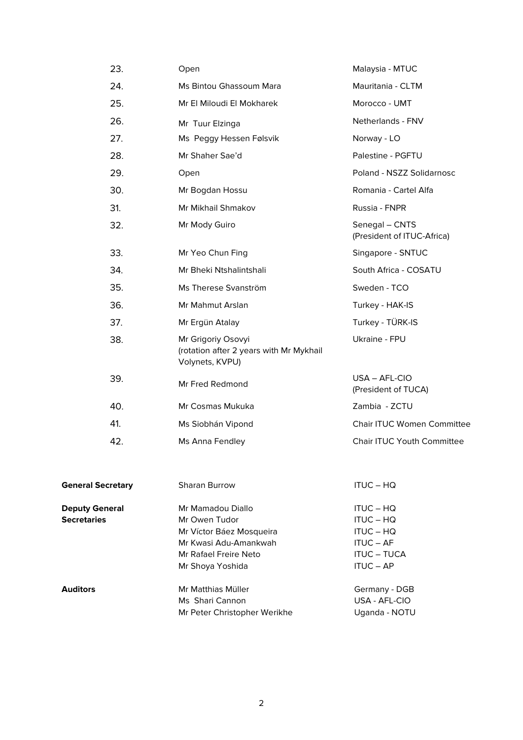| | | |
|---|---|---|
| 23. | Open | Malaysia - MTUC |
| 24. | Ms Bintou Ghassoum Mara | Mauritania - CLTM |
| 25. | Mr El Miloudi El Mokharek | Morocco - UMT |
| 26. | Mr Tuur Elzinga | Netherlands - FNV |
| 27. | Ms Peggy Hessen Følsvik | Norway - LO |
| 28. | Mr Shaher Sae'd | Palestine - PGFTU |
| 29. | Open | Poland - NSZZ Solidarnosc |
| 30. | Mr Bogdan Hossu | Romania - Cartel Alfa |
| 31. | Mr Mikhail Shmakov | Russia - FNPR |
| 32. | Mr Mody Guiro | Senegal – CNTS (President of ITUC-Africa) |
| 33. | Mr Yeo Chun Fing | Singapore - SNTUC |
| 34. | Mr Bheki Ntshalintshali | South Africa - COSATU |
| 35. | Ms Therese Svanström | Sweden - TCO |
| 36. | Mr Mahmut Arslan | Turkey - HAK-IS |
| 37. | Mr Ergün Atalay | Turkey - TÜRK-IS |
| 38. | Mr Grigoriy Osovyi (rotation after 2 years with Mr Mykhail Volynets, KVPU) | Ukraine - FPU |
| 39. | Mr Fred Redmond | USA – AFL-CIO (President of TUCA) |
| 40. | Mr Cosmas Mukuka | Zambia - ZCTU |
| 41. | Ms Siobhán Vipond | Chair ITUC Women Committee |
| 42. | Ms Anna Fendley | Chair ITUC Youth Committee |

| | | |
|---|---|---|
| **General Secretary** | Sharan Burrow | ITUC – HQ |
| **Deputy General Secretaries** | Mr Mamadou Diallo | ITUC – HQ |
| | Mr Owen Tudor | ITUC – HQ |
| | Mr Víctor Báez Mosqueira | ITUC – HQ |
| | Mr Kwasi Adu-Amankwah | ITUC – AF |
| | Mr Rafael Freire Neto | ITUC – TUCA |
| | Mr Shoya Yoshida | ITUC – AP |
| **Auditors** | Mr Matthias Müller | Germany - DGB |
| | Ms Shari Cannon | USA - AFL-CIO |
| | Mr Peter Christopher Werikhe | Uganda - NOTU |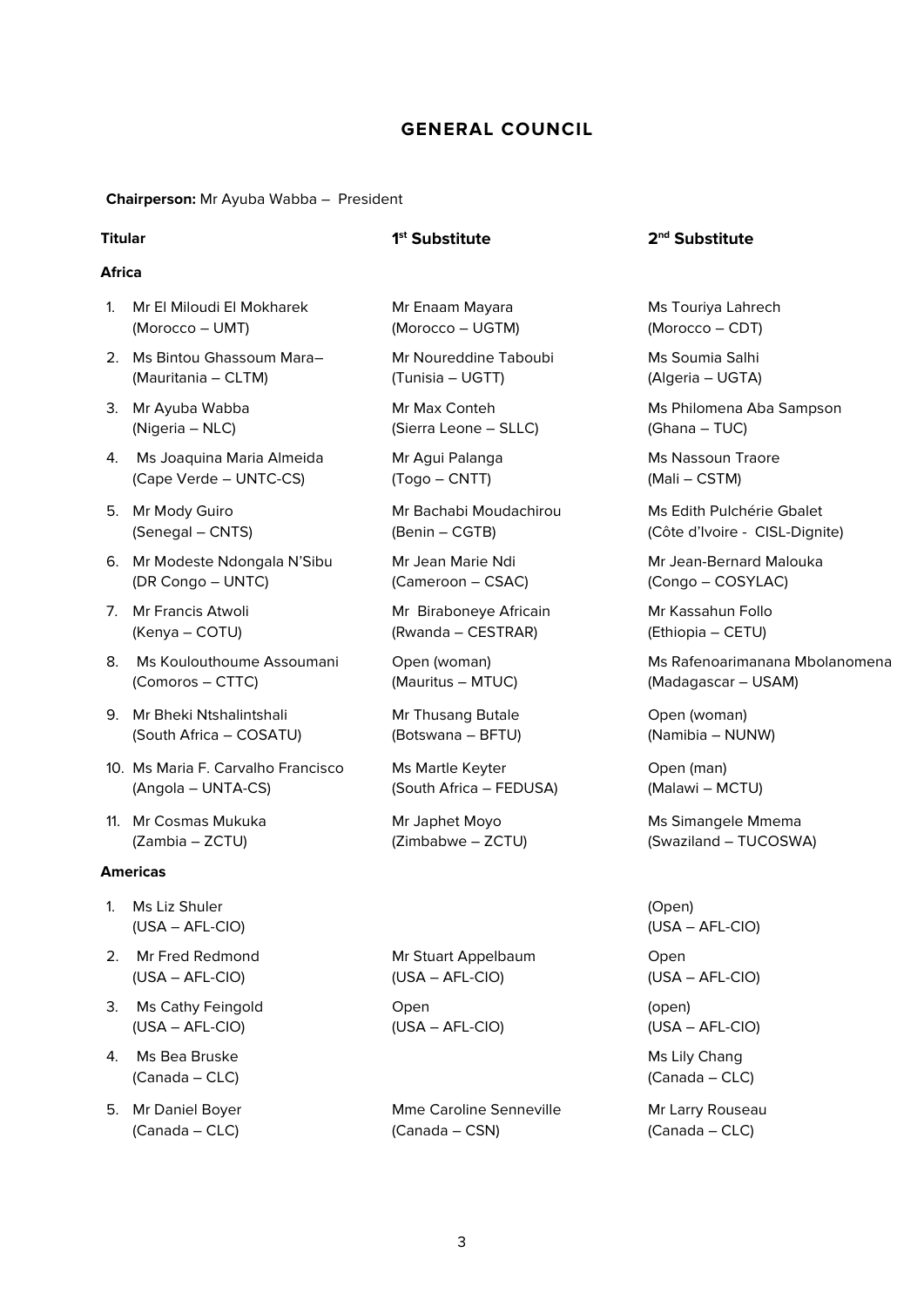## GENERAL COUNCIL

**Chairperson:** Mr Ayuba Wabba – President

| | **Titular** | **1st Substitute** | **2nd Substitute** |
|---|---|---|---|
| | **Africa** | | |
| 1. | Mr El Miloudi El Mokharek (Morocco – UMT) | Mr Enaam Mayara (Morocco – UGTM) | Ms Touriya Lahrech (Morocco – CDT) |
| 2. | Ms Bintou Ghassoum Mara– (Mauritania – CLTM) | Mr Noureddine Taboubi (Tunisia – UGTT) | Ms Soumia Salhi (Algeria – UGTA) |
| 3. | Mr Ayuba Wabba (Nigeria – NLC) | Mr Max Conteh (Sierra Leone – SLLC) | Ms Philomena Aba Sampson (Ghana – TUC) |
| 4. | Ms Joaquina Maria Almeida (Cape Verde – UNTC-CS) | Mr Agui Palanga (Togo – CNTT) | Ms Nassoun Traore (Mali – CSTM) |
| 5. | Mr Mody Guiro (Senegal – CNTS) | Mr Bachabi Moudachirou (Benin – CGTB) | Ms Edith Pulchérie Gbalet (Côte d'Ivoire - CISL-Dignite) |
| 6. | Mr Modeste Ndongala N'Sibu (DR Congo – UNTC) | Mr Jean Marie Ndi (Cameroon – CSAC) | Mr Jean-Bernard Malouka (Congo – COSYLAC) |
| 7. | Mr Francis Atwoli (Kenya – COTU) | Mr Biraboneye Africain (Rwanda – CESTRAR) | Mr Kassahun Follo (Ethiopia – CETU) |
| 8. | Ms Koulouthoume Assoumani (Comoros – CTTC) | Open (woman) (Mauritus – MTUC) | Ms Rafenoarimanana Mbolanomena (Madagascar – USAM) |
| 9. | Mr Bheki Ntshalintshali (South Africa – COSATU) | Mr Thusang Butale (Botswana – BFTU) | Open (woman) (Namibia – NUNW) |
| 10. | Ms Maria F. Carvalho Francisco (Angola – UNTA-CS) | Ms Martle Keyter (South Africa – FEDUSA) | Open (man) (Malawi – MCTU) |
| 11. | Mr Cosmas Mukuka (Zambia – ZCTU) | Mr Japhet Moyo (Zimbabwe – ZCTU) | Ms Simangele Mmema (Swaziland – TUCOSWA) |
| | **Americas** | | |
| 1. | Ms Liz Shuler (USA – AFL-CIO) | | (Open) (USA – AFL-CIO) |
| 2. | Mr Fred Redmond (USA – AFL-CIO) | Mr Stuart Appelbaum (USA – AFL-CIO) | Open (USA – AFL-CIO) |
| 3. | Ms Cathy Feingold (USA – AFL-CIO) | Open (USA – AFL-CIO) | (open) (USA – AFL-CIO) |
| 4. | Ms Bea Bruske (Canada – CLC) | | Ms Lily Chang (Canada – CLC) |
| 5. | Mr Daniel Boyer (Canada – CLC) | Mme Caroline Senneville (Canada – CSN) | Mr Larry Rouseau (Canada – CLC) |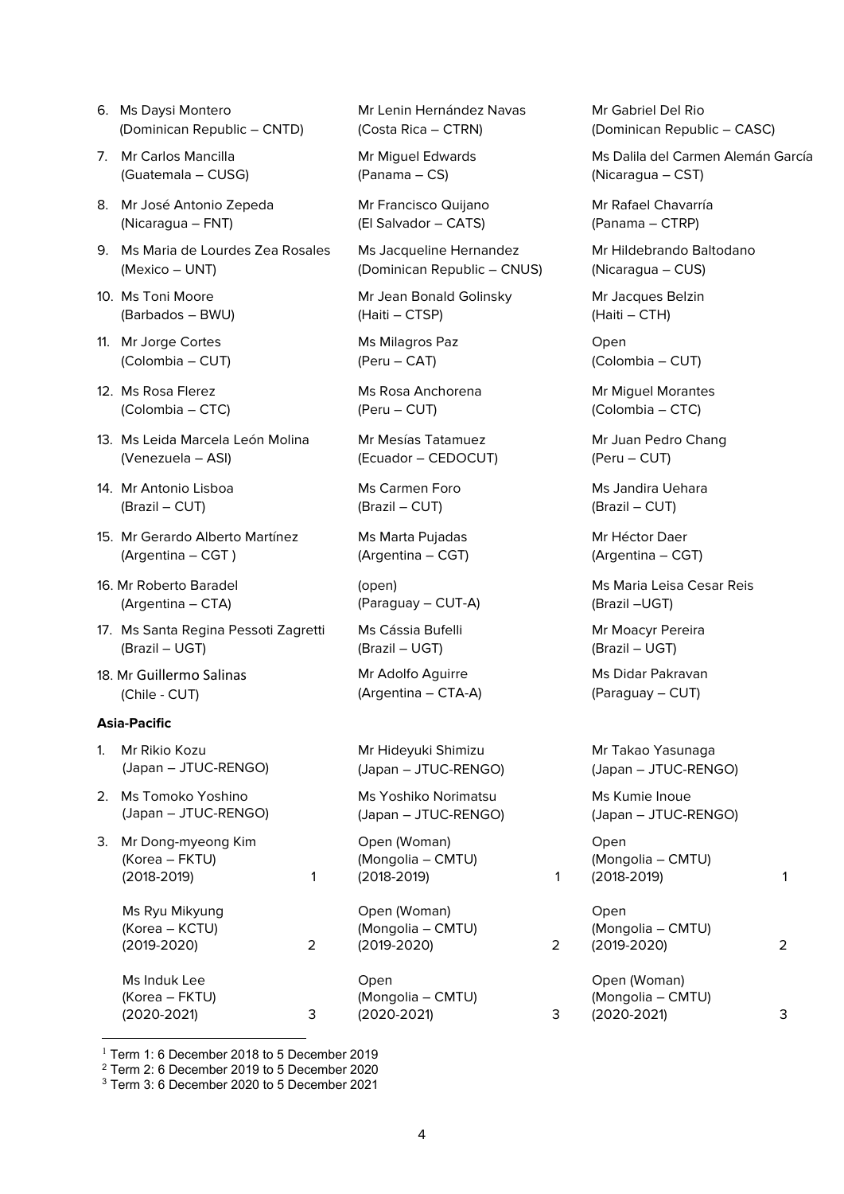| | | |
|---|---|---|
| 6. Ms Daysi Montero (Dominican Republic – CNTD) | Mr Lenin Hernández Navas (Costa Rica – CTRN) | Mr Gabriel Del Rio (Dominican Republic – CASC) |
| 7. Mr Carlos Mancilla (Guatemala – CUSG) | Mr Miguel Edwards (Panama – CS) | Ms Dalila del Carmen Alemán García (Nicaragua – CST) |
| 8. Mr José Antonio Zepeda (Nicaragua – FNT) | Mr Francisco Quijano (El Salvador – CATS) | Mr Rafael Chavarría (Panama – CTRP) |
| 9. Ms Maria de Lourdes Zea Rosales (Mexico – UNT) | Ms Jacqueline Hernandez (Dominican Republic – CNUS) | Mr Hildebrando Baltodano (Nicaragua – CUS) |
| 10. Ms Toni Moore (Barbados – BWU) | Mr Jean Bonald Golinsky (Haiti – CTSP) | Mr Jacques Belzin (Haiti – CTH) |
| 11. Mr Jorge Cortes (Colombia – CUT) | Ms Milagros Paz (Peru – CAT) | Open (Colombia – CUT) |
| 12. Ms Rosa Flerez (Colombia – CTC) | Ms Rosa Anchorena (Peru – CUT) | Mr Miguel Morantes (Colombia – CTC) |
| 13. Ms Leida Marcela León Molina (Venezuela – ASI) | Mr Mesías Tatamuez (Ecuador – CEDOCUT) | Mr Juan Pedro Chang (Peru – CUT) |
| 14. Mr Antonio Lisboa (Brazil – CUT) | Ms Carmen Foro (Brazil – CUT) | Ms Jandira Uehara (Brazil – CUT) |
| 15. Mr Gerardo Alberto Martínez (Argentina – CGT ) | Ms Marta Pujadas (Argentina – CGT) | Mr Héctor Daer (Argentina – CGT) |
| 16. Mr Roberto Baradel (Argentina – CTA) | (open) (Paraguay – CUT-A) | Ms Maria Leisa Cesar Reis (Brazil –UGT) |
| 17. Ms Santa Regina Pessoti Zagretti (Brazil – UGT) | Ms Cássia Bufelli (Brazil – UGT) | Mr Moacyr Pereira (Brazil – UGT) |
| 18. Mr Guillermo Salinas (Chile - CUT) | Mr Adolfo Aguirre (Argentina – CTA-A) | Ms Didar Pakravan (Paraguay – CUT) |

**Asia-Pacific**

| | | |
|---|---|---|
| 1. Mr Rikio Kozu (Japan – JTUC-RENGO) | Mr Hideyuki Shimizu (Japan – JTUC-RENGO) | Mr Takao Yasunaga (Japan – JTUC-RENGO) |
| 2. Ms Tomoko Yoshino (Japan – JTUC-RENGO) | Ms Yoshiko Norimatsu (Japan – JTUC-RENGO) | Ms Kumie Inoue (Japan – JTUC-RENGO) |
| 3. Mr Dong-myeong Kim (Korea – FKTU) (2018-2019) [1] | Open (Woman) (Mongolia – CMTU) (2018-2019) [1] | Open (Mongolia – CMTU) (2018-2019) [1] |
| Ms Ryu Mikyung (Korea – KCTU) (2019-2020) [2] | Open (Woman) (Mongolia – CMTU) (2019-2020) [2] | Open (Mongolia – CMTU) (2019-2020) [2] |
| Ms Induk Lee (Korea – FKTU) (2020-2021) [3] | Open (Mongolia – CMTU) (2020-2021) [3] | Open (Woman) (Mongolia – CMTU) (2020-2021) [3] |

[1] Term 1: 6 December 2018 to 5 December 2019
[2] Term 2: 6 December 2019 to 5 December 2020
[3] Term 3: 6 December 2020 to 5 December 2021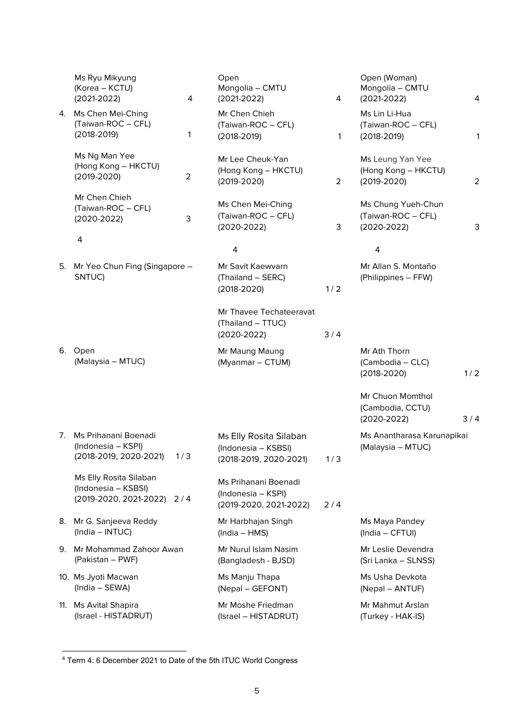| | | | | | | |
|---|---|---|---|---|---|---|
| | Ms Ryu Mikyung (Korea – KCTU) (2021-2022) | 4 | Open Mongolia – CMTU (2021-2022) | 4 | Open (Woman) Mongolia – CMTU (2021-2022) | 4 |
| 4. | Ms Chen Mei-Ching (Taiwan-ROC – CFL) (2018-2019) | 1 | Mr Chen Chieh (Taiwan-ROC – CFL) (2018-2019) | 1 | Ms Lin Li-Hua (Taiwan-ROC – CFL) (2018-2019) | 1 |
| | Ms Ng Man Yee (Hong Kong – HKCTU) (2019-2020) | 2 | Mr Lee Cheuk-Yan (Hong Kong – HKCTU) (2019-2020) | 2 | Ms Leung Yan Yee (Hong Kong – HKCTU) (2019-2020) | 2 |
| | Mr Chen Chieh (Taiwan-ROC – CFL) (2020-2022) | 3 | Ms Chen Mei-Ching (Taiwan-ROC – CFL) (2020-2022) | 3 | Ms Chung Yueh-Chun (Taiwan-ROC – CFL) (2020-2022) | 3 |
| | 4 | | 4 | | 4 | |
| 5. | Mr Yeo Chun Fing (Singapore – SNTUC) | | Mr Savit Kaewvarn (Thailand – SERC) (2018-2020) | 1 / 2 | Mr Allan S. Montaño (Philippines – FFW) | |
| | | | Mr Thavee Techateeravat (Thailand – TTUC) (2020-2022) | 3 / 4 | | |
| 6. | Open (Malaysia – MTUC) | | Mr Maung Maung (Myanmar – CTUM) | | Mr Ath Thorn (Cambodia – CLC) (2018-2020) | 1 / 2 |
| | | | | | Mr Chuon Momthol (Cambodia, CCTU) (2020-2022) | 3 / 4 |
| 7. | Ms Prihanani Boenadi (Indonesia – KSPI) (2018-2019, 2020-2021) | 1 / 3 | Ms Elly Rosita Silaban (Indonesia – KSBSI) (2018-2019, 2020-2021) | 1 / 3 | Ms Anantharasa Karunapikai (Malaysia – MTUC) | |
| | Ms Elly Rosita Silaban (Indonesia – KSBSI) (2019-2020, 2021-2022) | 2 / 4 | Ms Prihanani Boenadi (Indonesia – KSPI) (2019-2020, 2021-2022) | 2 / 4 | | |
| 8. | Mr G. Sanjeeva Reddy (India – INTUC) | | Mr Harbhajan Singh (India – HMS) | | Ms Maya Pandey (India – CFTUI) | |
| 9. | Mr Mohammad Zahoor Awan (Pakistan – PWF) | | Mr Nurul Islam Nasim (Bangladesh - BJSD) | | Mr Leslie Devendra (Sri Lanka – SLNSS) | |
| 10. | Ms Jyoti Macwan (India – SEWA) | | Ms Manju Thapa (Nepal – GEFONT) | | Ms Usha Devkota (Nepal – ANTUF) | |
| 11. | Ms Avital Shapira (Israel - HISTADRUT) | | Mr Moshe Friedman (Israel – HISTADRUT) | | Mr Mahmut Arslan (Turkey - HAK-IS) | |

[4] Term 4: 6 December 2021 to Date of the 5th ITUC World Congress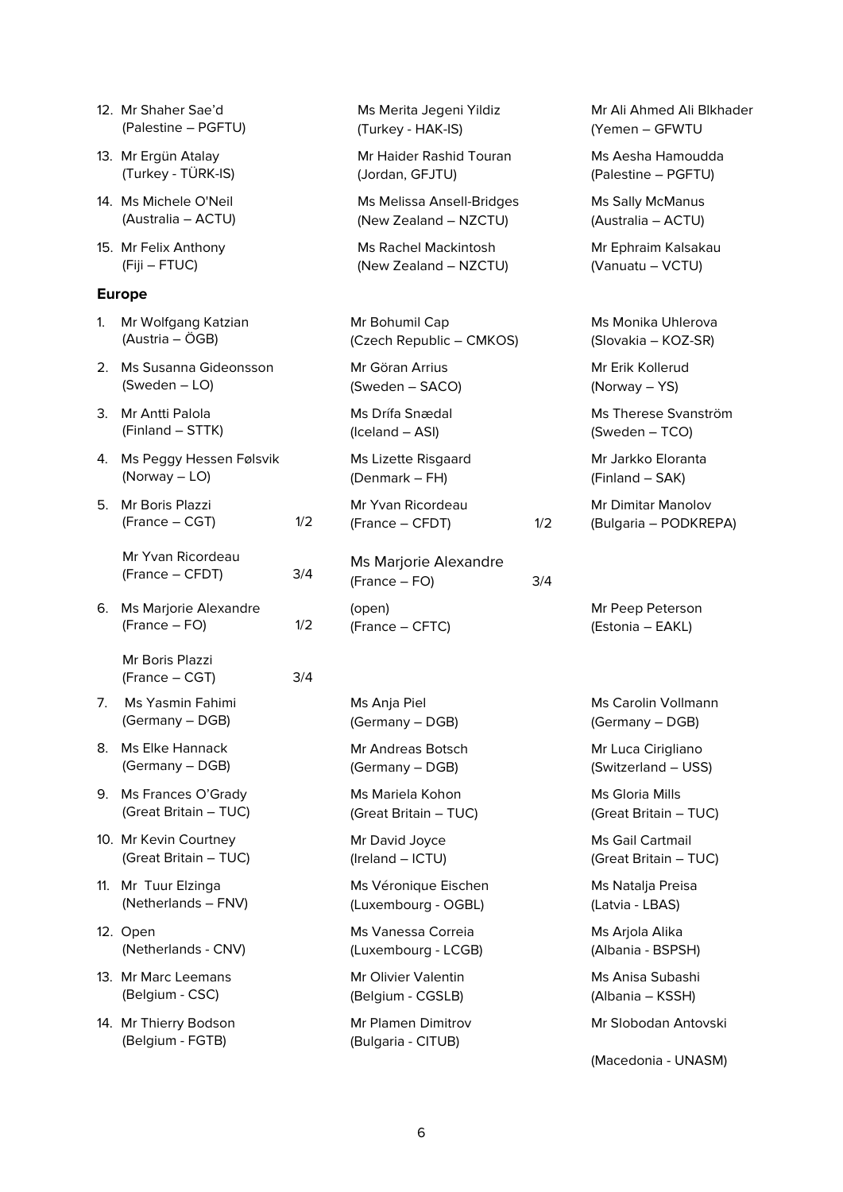| | | |
|---|---|---|
| 12. Mr Shaher Sae'd (Palestine – PGFTU) | Ms Merita Jegeni Yildiz (Turkey - HAK-IS) | Mr Ali Ahmed Ali Blkhader (Yemen – GFWTU |
| 13. Mr Ergün Atalay (Turkey - TÜRK-IS) | Mr Haider Rashid Touran (Jordan, GFJTU) | Ms Aesha Hamoudda (Palestine – PGFTU) |
| 14. Ms Michele O'Neil (Australia – ACTU) | Ms Melissa Ansell-Bridges (New Zealand – NZCTU) | Ms Sally McManus (Australia – ACTU) |
| 15. Mr Felix Anthony (Fiji – FTUC) | Ms Rachel Mackintosh (New Zealand – NZCTU) | Mr Ephraim Kalsakau (Vanuatu – VCTU) |

**Europe**

| | | | | |
|---|---|---|---|---|
| 1. Mr Wolfgang Katzian (Austria – ÖGB) | | Mr Bohumil Cap (Czech Republic – CMKOS) | | Ms Monika Uhlerova (Slovakia – KOZ-SR) |
| 2. Ms Susanna Gideonsson (Sweden – LO) | | Mr Göran Arrius (Sweden – SACO) | | Mr Erik Kollerud (Norway – YS) |
| 3. Mr Antti Palola (Finland – STTK) | | Ms Drífa Snædal (Iceland – ASI) | | Ms Therese Svanström (Sweden – TCO) |
| 4. Ms Peggy Hessen Følsvik (Norway – LO) | | Ms Lizette Risgaard (Denmark – FH) | | Mr Jarkko Eloranta (Finland – SAK) |
| 5. Mr Boris Plazzi (France – CGT) | 1/2 | Mr Yvan Ricordeau (France – CFDT) | 1/2 | Mr Dimitar Manolov (Bulgaria – PODKREPA) |
| Mr Yvan Ricordeau (France – CFDT) | 3/4 | Ms Marjorie Alexandre (France – FO) | 3/4 | |
| 6. Ms Marjorie Alexandre (France – FO) | 1/2 | (open) (France – CFTC) | | Mr Peep Peterson (Estonia – EAKL) |
| Mr Boris Plazzi (France – CGT) | 3/4 | | | |
| 7. Ms Yasmin Fahimi (Germany – DGB) | | Ms Anja Piel (Germany – DGB) | | Ms Carolin Vollmann (Germany – DGB) |
| 8. Ms Elke Hannack (Germany – DGB) | | Mr Andreas Botsch (Germany – DGB) | | Mr Luca Cirigliano (Switzerland – USS) |
| 9. Ms Frances O'Grady (Great Britain – TUC) | | Ms Mariela Kohon (Great Britain – TUC) | | Ms Gloria Mills (Great Britain – TUC) |
| 10. Mr Kevin Courtney (Great Britain – TUC) | | Mr David Joyce (Ireland – ICTU) | | Ms Gail Cartmail (Great Britain – TUC) |
| 11. Mr Tuur Elzinga (Netherlands – FNV) | | Ms Véronique Eischen (Luxembourg - OGBL) | | Ms Natalja Preisa (Latvia - LBAS) |
| 12. Open (Netherlands - CNV) | | Ms Vanessa Correia (Luxembourg - LCGB) | | Ms Arjola Alika (Albania - BSPSH) |
| 13. Mr Marc Leemans (Belgium - CSC) | | Mr Olivier Valentin (Belgium - CGSLB) | | Ms Anisa Subashi (Albania – KSSH) |
| 14. Mr Thierry Bodson (Belgium - FGTB) | | Mr Plamen Dimitrov (Bulgaria - CITUB) | | Mr Slobodan Antovski (Macedonia - UNASM) |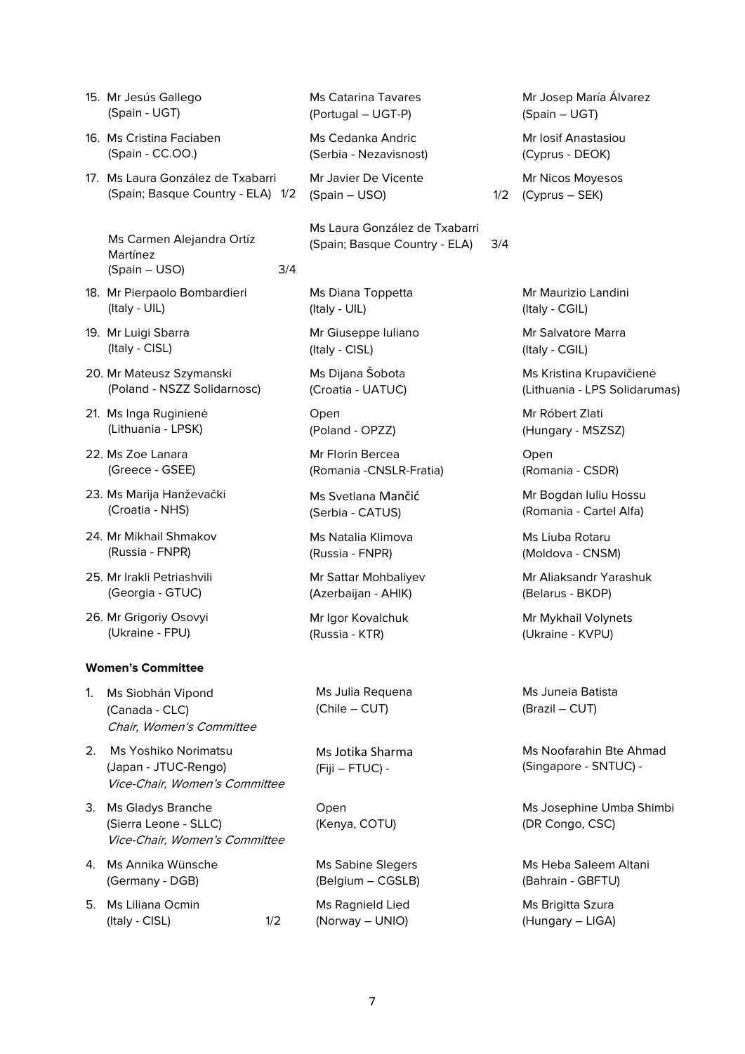| | | |
|---|---|---|
| 15. Mr Jesús Gallego (Spain - UGT) | Ms Catarina Tavares (Portugal – UGT-P) | Mr Josep María Álvarez (Spain – UGT) |
| 16. Ms Cristina Faciaben (Spain - CC.OO.) | Ms Cedanka Andric (Serbia - Nezavisnost) | Mr Iosif Anastasiou (Cyprus - DEOK) |
| 17. Ms Laura González de Txabarri (Spain; Basque Country - ELA) 1/2 | Mr Javier De Vicente (Spain – USO) 1/2 | Mr Nicos Moyesos (Cyprus – SEK) |
| Ms Carmen Alejandra Ortíz Martínez (Spain – USO) 3/4 | Ms Laura González de Txabarri (Spain; Basque Country - ELA) 3/4 | |
| 18. Mr Pierpaolo Bombardieri (Italy - UIL) | Ms Diana Toppetta (Italy - UIL) | Mr Maurizio Landini (Italy - CGIL) |
| 19. Mr Luigi Sbarra (Italy - CISL) | Mr Giuseppe Iuliano (Italy - CISL) | Mr Salvatore Marra (Italy - CGIL) |
| 20. Mr Mateusz Szymanski (Poland - NSZZ Solidarnosc) | Ms Dijana Šobota (Croatia - UATUC) | Ms Kristina Krupavičienė (Lithuania - LPS Solidarumas) |
| 21. Ms Inga Ruginienė (Lithuania - LPSK) | Open (Poland - OPZZ) | Mr Róbert Zlati (Hungary - MSZSZ) |
| 22. Ms Zoe Lanara (Greece - GSEE) | Mr Florin Bercea (Romania -CNSLR-Fratia) | Open (Romania - CSDR) |
| 23. Ms Marija Hanževački (Croatia - NHS) | Ms Svetlana Mančić (Serbia - CATUS) | Mr Bogdan Iuliu Hossu (Romania - Cartel Alfa) |
| 24. Mr Mikhail Shmakov (Russia - FNPR) | Ms Natalia Klimova (Russia - FNPR) | Ms Liuba Rotaru (Moldova - CNSM) |
| 25. Mr Irakli Petriashvili (Georgia - GTUC) | Mr Sattar Mohbaliyev (Azerbaijan - AHIK) | Mr Aliaksandr Yarashuk (Belarus - BKDP) |
| 26. Mr Grigoriy Osovyi (Ukraine - FPU) | Mr Igor Kovalchuk (Russia - KTR) | Mr Mykhail Volynets (Ukraine - KVPU) |

**Women's Committee**

| | | |
|---|---|---|
| 1. Ms Siobhán Vipond (Canada - CLC) *Chair, Women's Committee* | Ms Julia Requena (Chile – CUT) | Ms Juneia Batista (Brazil – CUT) |
| 2. Ms Yoshiko Norimatsu (Japan - JTUC-Rengo) *Vice-Chair, Women's Committee* | Ms Jotika Sharma (Fiji – FTUC) - | Ms Noofarahin Bte Ahmad (Singapore - SNTUC) - |
| 3. Ms Gladys Branche (Sierra Leone - SLLC) *Vice-Chair, Women's Committee* | Open (Kenya, COTU) | Ms Josephine Umba Shimbi (DR Congo, CSC) |
| 4. Ms Annika Wünsche (Germany - DGB) | Ms Sabine Slegers (Belgium – CGSLB) | Ms Heba Saleem Altani (Bahrain - GBFTU) |
| 5. Ms Liliana Ocmin (Italy - CISL) 1/2 | Ms Ragnield Lied (Norway – UNIO) | Ms Brigitta Szura (Hungary – LIGA) |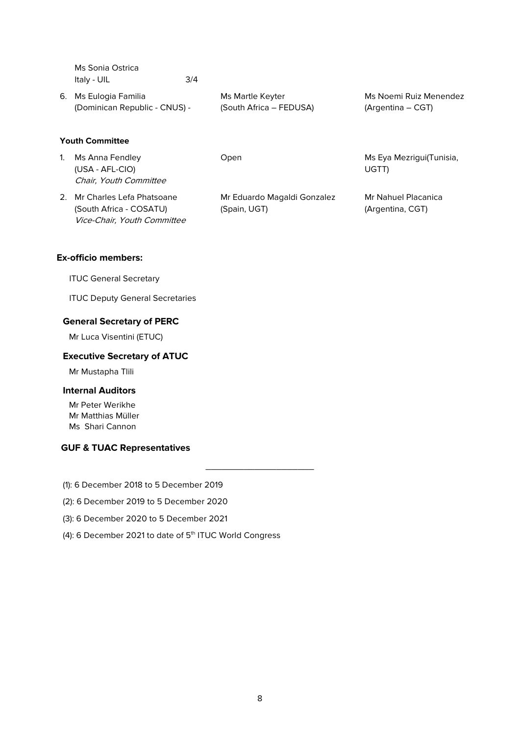| | | | |
|---|---|---|---|
| | Ms Sonia Ostrica<br>Italy - UIL 3/4 | | |
| 6. | Ms Eulogia Familia<br>(Dominican Republic - CNUS) - | Ms Martle Keyter<br>(South Africa – FEDUSA) | Ms Noemi Ruiz Menendez<br>(Argentina – CGT) |

**Youth Committee**

| | | | |
|---|---|---|---|
| 1. | Ms Anna Fendley<br>(USA - AFL-CIO)<br>*Chair, Youth Committee* | Open | Ms Eya Mezrigui(Tunisia, UGTT) |
| 2. | Mr Charles Lefa Phatsoane<br>(South Africa - COSATU)<br>*Vice-Chair, Youth Committee* | Mr Eduardo Magaldi Gonzalez<br>(Spain, UGT) | Mr Nahuel Placanica<br>(Argentina, CGT) |

**Ex-officio members:**

ITUC General Secretary

ITUC Deputy General Secretaries

**General Secretary of PERC**

Mr Luca Visentini (ETUC)

**Executive Secretary of ATUC**

Mr Mustapha Tlili

**Internal Auditors**

Mr Peter Werikhe
Mr Matthias Müller
Ms Shari Cannon

**GUF & TUAC Representatives**

---

(1): 6 December 2018 to 5 December 2019

(2): 6 December 2019 to 5 December 2020

(3): 6 December 2020 to 5 December 2021

(4): 6 December 2021 to date of 5th ITUC World Congress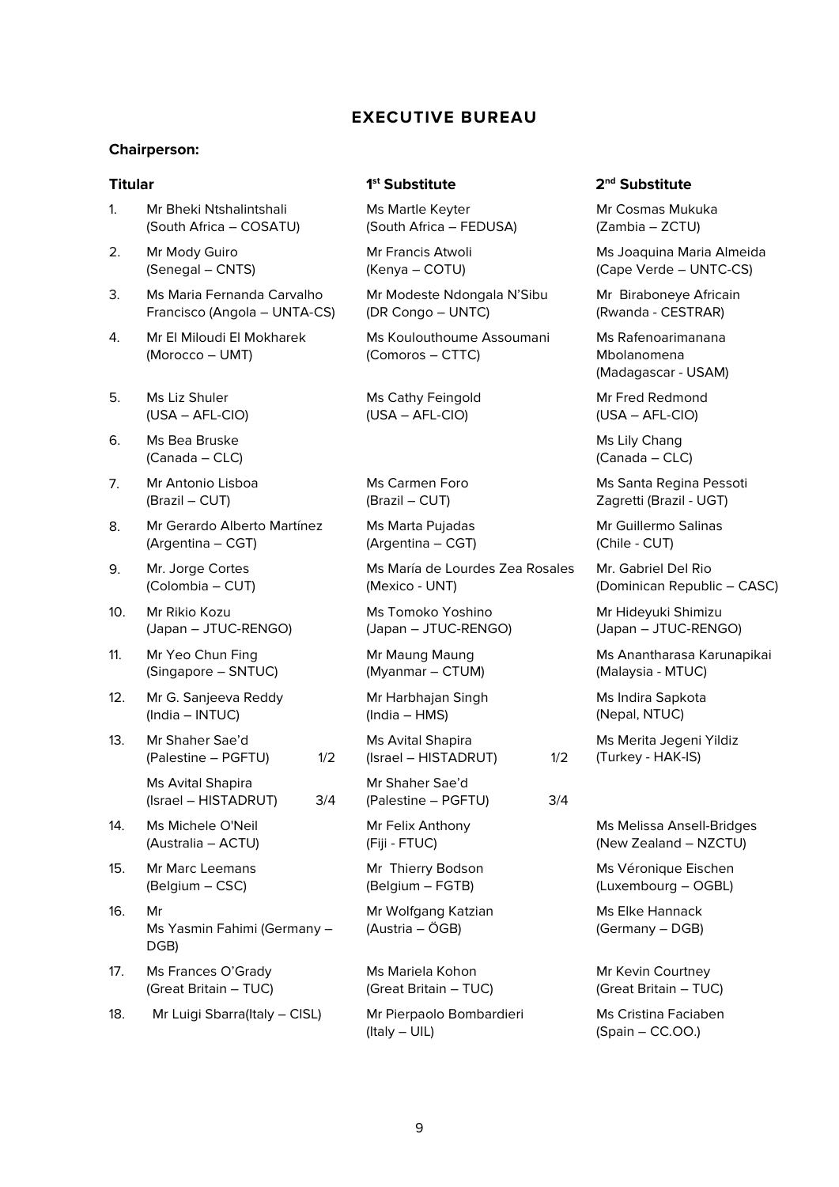## EXECUTIVE BUREAU

**Chairperson:**

| | Titular | 1st Substitute | 2nd Substitute |
|---|---|---|---|
| 1. | Mr Bheki Ntshalintshali (South Africa – COSATU) | Ms Martle Keyter (South Africa – FEDUSA) | Mr Cosmas Mukuka (Zambia – ZCTU) |
| 2. | Mr Mody Guiro (Senegal – CNTS) | Mr Francis Atwoli (Kenya – COTU) | Ms Joaquina Maria Almeida (Cape Verde – UNTC-CS) |
| 3. | Ms Maria Fernanda Carvalho Francisco (Angola – UNTA-CS) | Mr Modeste Ndongala N'Sibu (DR Congo – UNTC) | Mr Biraboneye Africain (Rwanda - CESTRAR) |
| 4. | Mr El Miloudi El Mokharek (Morocco – UMT) | Ms Koulouthoume Assoumani (Comoros – CTTC) | Ms Rafenoarimanana Mbolanomena (Madagascar - USAM) |
| 5. | Ms Liz Shuler (USA – AFL-CIO) | Ms Cathy Feingold (USA – AFL-CIO) | Mr Fred Redmond (USA – AFL-CIO) |
| 6. | Ms Bea Bruske (Canada – CLC) | | Ms Lily Chang (Canada – CLC) |
| 7. | Mr Antonio Lisboa (Brazil – CUT) | Ms Carmen Foro (Brazil – CUT) | Ms Santa Regina Pessoti Zagretti (Brazil - UGT) |
| 8. | Mr Gerardo Alberto Martínez (Argentina – CGT) | Ms Marta Pujadas (Argentina – CGT) | Mr Guillermo Salinas (Chile - CUT) |
| 9. | Mr. Jorge Cortes (Colombia – CUT) | Ms María de Lourdes Zea Rosales (Mexico - UNT) | Mr. Gabriel Del Rio (Dominican Republic – CASC) |
| 10. | Mr Rikio Kozu (Japan – JTUC-RENGO) | Ms Tomoko Yoshino (Japan – JTUC-RENGO) | Mr Hideyuki Shimizu (Japan – JTUC-RENGO) |
| 11. | Mr Yeo Chun Fing (Singapore – SNTUC) | Mr Maung Maung (Myanmar – CTUM) | Ms Anantharasa Karunapikai (Malaysia - MTUC) |
| 12. | Mr G. Sanjeeva Reddy (India – INTUC) | Mr Harbhajan Singh (India – HMS) | Ms Indira Sapkota (Nepal, NTUC) |
| 13. | Mr Shaher Sae'd (Palestine – PGFTU) 1/2<br>Ms Avital Shapira (Israel – HISTADRUT) 3/4 | Ms Avital Shapira (Israel – HISTADRUT) 1/2<br>Mr Shaher Sae'd (Palestine – PGFTU) 3/4 | Ms Merita Jegeni Yildiz (Turkey - HAK-IS) |
| 14. | Ms Michele O'Neil (Australia – ACTU) | Mr Felix Anthony (Fiji - FTUC) | Ms Melissa Ansell-Bridges (New Zealand – NZCTU) |
| 15. | Mr Marc Leemans (Belgium – CSC) | Mr Thierry Bodson (Belgium – FGTB) | Ms Véronique Eischen (Luxembourg – OGBL) |
| 16. | Mr<br>Ms Yasmin Fahimi (Germany – DGB) | Mr Wolfgang Katzian (Austria – ÖGB) | Ms Elke Hannack (Germany – DGB) |
| 17. | Ms Frances O'Grady (Great Britain – TUC) | Ms Mariela Kohon (Great Britain – TUC) | Mr Kevin Courtney (Great Britain – TUC) |
| 18. | Mr Luigi Sbarra(Italy – CISL) | Mr Pierpaolo Bombardieri (Italy – UIL) | Ms Cristina Faciaben (Spain – CC.OO.) |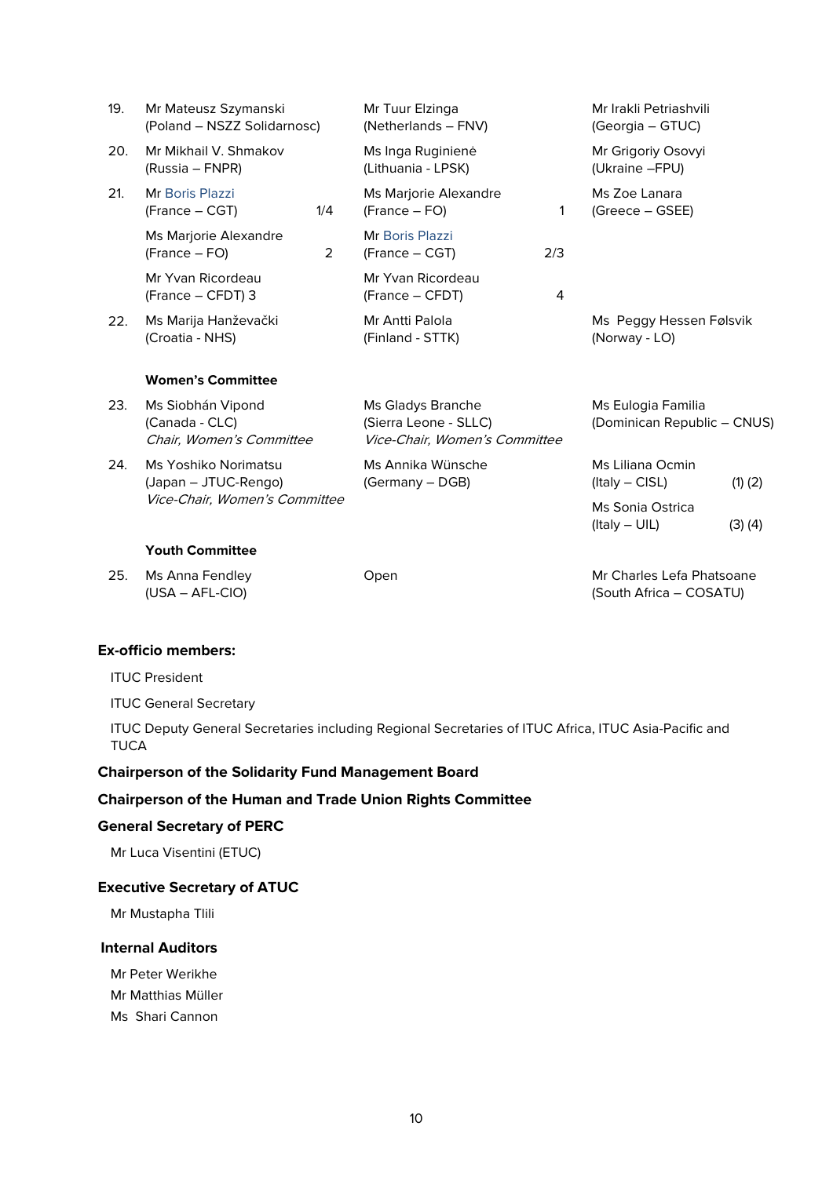| | | | |
|---|---|---|---|
| 19. | Mr Mateusz Szymanski (Poland – NSZZ Solidarnosc) | Mr Tuur Elzinga (Netherlands – FNV) | Mr Irakli Petriashvili (Georgia – GTUC) |
| 20. | Mr Mikhail V. Shmakov (Russia – FNPR) | Ms Inga Ruginienė (Lithuania - LPSK) | Mr Grigoriy Osovyi (Ukraine –FPU) |
| 21. | Mr Boris Plazzi (France – CGT) 1/4 | Ms Marjorie Alexandre (France – FO) 1 | Ms Zoe Lanara (Greece – GSEE) |
| | Ms Marjorie Alexandre (France – FO) 2 | Mr Boris Plazzi (France – CGT) 2/3 | |
| | Mr Yvan Ricordeau (France – CFDT) 3 | Mr Yvan Ricordeau (France – CFDT) 4 | |
| 22. | Ms Marija Hanževački (Croatia - NHS) | Mr Antti Palola (Finland - STTK) | Ms Peggy Hessen Følsvik (Norway - LO) |
| | **Women's Committee** | | |
| 23. | Ms Siobhán Vipond (Canada - CLC) *Chair, Women's Committee* | Ms Gladys Branche (Sierra Leone - SLLC) *Vice-Chair, Women's Committee* | Ms Eulogia Familia (Dominican Republic – CNUS) |
| 24. | Ms Yoshiko Norimatsu (Japan – JTUC-Rengo) *Vice-Chair, Women's Committee* | Ms Annika Wünsche (Germany – DGB) | Ms Liliana Ocmin (Italy – CISL) (1) (2) |
| | | | Ms Sonia Ostrica (Italy – UIL) (3) (4) |
| | **Youth Committee** | | |
| 25. | Ms Anna Fendley (USA – AFL-CIO) | Open | Mr Charles Lefa Phatsoane (South Africa – COSATU) |

**Ex-officio members:**

ITUC President

ITUC General Secretary

ITUC Deputy General Secretaries including Regional Secretaries of ITUC Africa, ITUC Asia-Pacific and TUCA

**Chairperson of the Solidarity Fund Management Board**

**Chairperson of the Human and Trade Union Rights Committee**

**General Secretary of PERC**

Mr Luca Visentini (ETUC)

**Executive Secretary of ATUC**

Mr Mustapha Tlili

**Internal Auditors**

Mr Peter Werikhe

Mr Matthias Müller

Ms Shari Cannon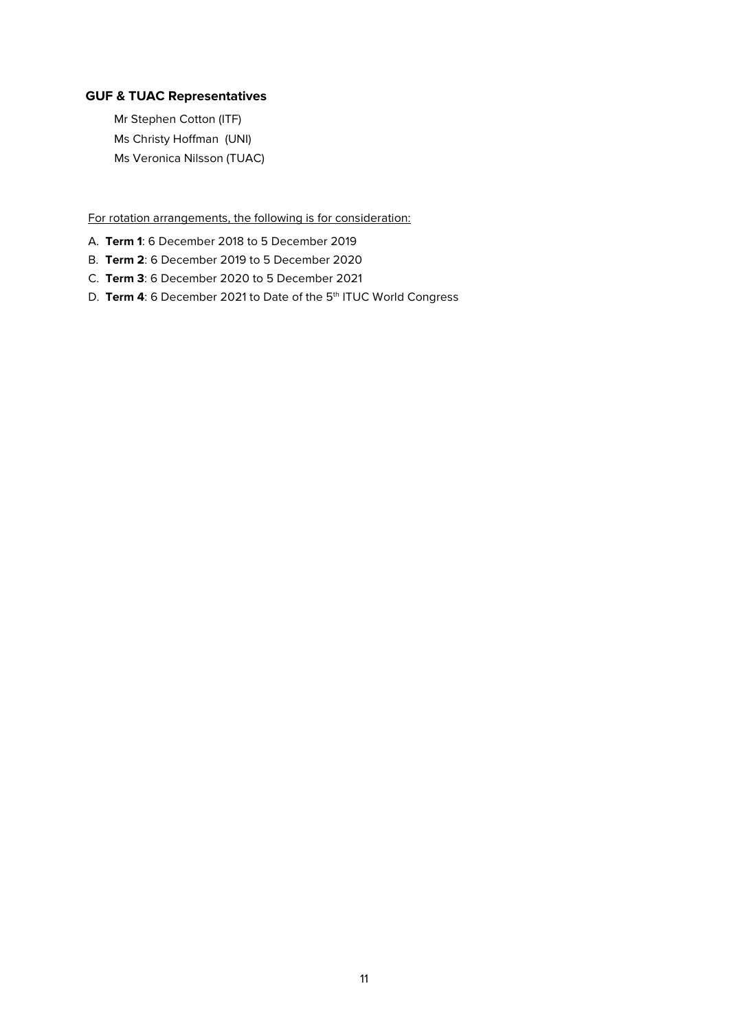**GUF & TUAC Representatives**

Mr Stephen Cotton (ITF)

Ms Christy Hoffman (UNI)

Ms Veronica Nilsson (TUAC)

For rotation arrangements, the following is for consideration:

A. **Term 1**: 6 December 2018 to 5 December 2019
B. **Term 2**: 6 December 2019 to 5 December 2020
C. **Term 3**: 6 December 2020 to 5 December 2021
D. **Term 4**: 6 December 2021 to Date of the 5th ITUC World Congress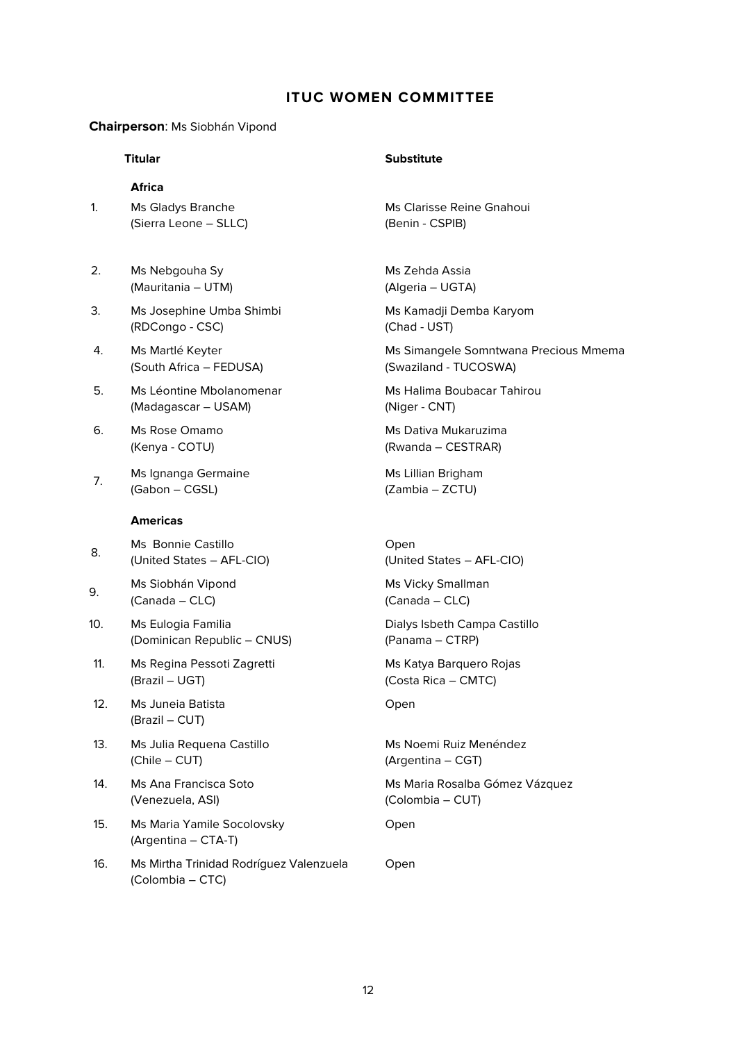## ITUC WOMEN COMMITTEE

**Chairperson**: Ms Siobhán Vipond

| | Titular | Substitute |
|---|---|---|
| | **Africa** | |
| 1. | Ms Gladys Branche (Sierra Leone – SLLC) | Ms Clarisse Reine Gnahoui (Benin - CSPIB) |
| 2. | Ms Nebgouha Sy (Mauritania – UTM) | Ms Zehda Assia (Algeria – UGTA) |
| 3. | Ms Josephine Umba Shimbi (RDCongo - CSC) | Ms Kamadji Demba Karyom (Chad - UST) |
| 4. | Ms Martlé Keyter (South Africa – FEDUSA) | Ms Simangele Somntwana Precious Mmema (Swaziland - TUCOSWA) |
| 5. | Ms Léontine Mbolanomenar (Madagascar – USAM) | Ms Halima Boubacar Tahirou (Niger - CNT) |
| 6. | Ms Rose Omamo (Kenya - COTU) | Ms Dativa Mukaruzima (Rwanda – CESTRAR) |
| 7. | Ms Ignanga Germaine (Gabon – CGSL) | Ms Lillian Brigham (Zambia – ZCTU) |
| | **Americas** | |
| 8. | Ms Bonnie Castillo (United States – AFL-CIO) | Open (United States – AFL-CIO) |
| 9. | Ms Siobhán Vipond (Canada – CLC) | Ms Vicky Smallman (Canada – CLC) |
| 10. | Ms Eulogia Familia (Dominican Republic – CNUS) | Dialys Isbeth Campa Castillo (Panama – CTRP) |
| 11. | Ms Regina Pessoti Zagretti (Brazil – UGT) | Ms Katya Barquero Rojas (Costa Rica – CMTC) |
| 12. | Ms Juneia Batista (Brazil – CUT) | Open |
| 13. | Ms Julia Requena Castillo (Chile – CUT) | Ms Noemi Ruiz Menéndez (Argentina – CGT) |
| 14. | Ms Ana Francisca Soto (Venezuela, ASI) | Ms Maria Rosalba Gómez Vázquez (Colombia – CUT) |
| 15. | Ms Maria Yamile Socolovsky (Argentina – CTA-T) | Open |
| 16. | Ms Mirtha Trinidad Rodríguez Valenzuela (Colombia – CTC) | Open |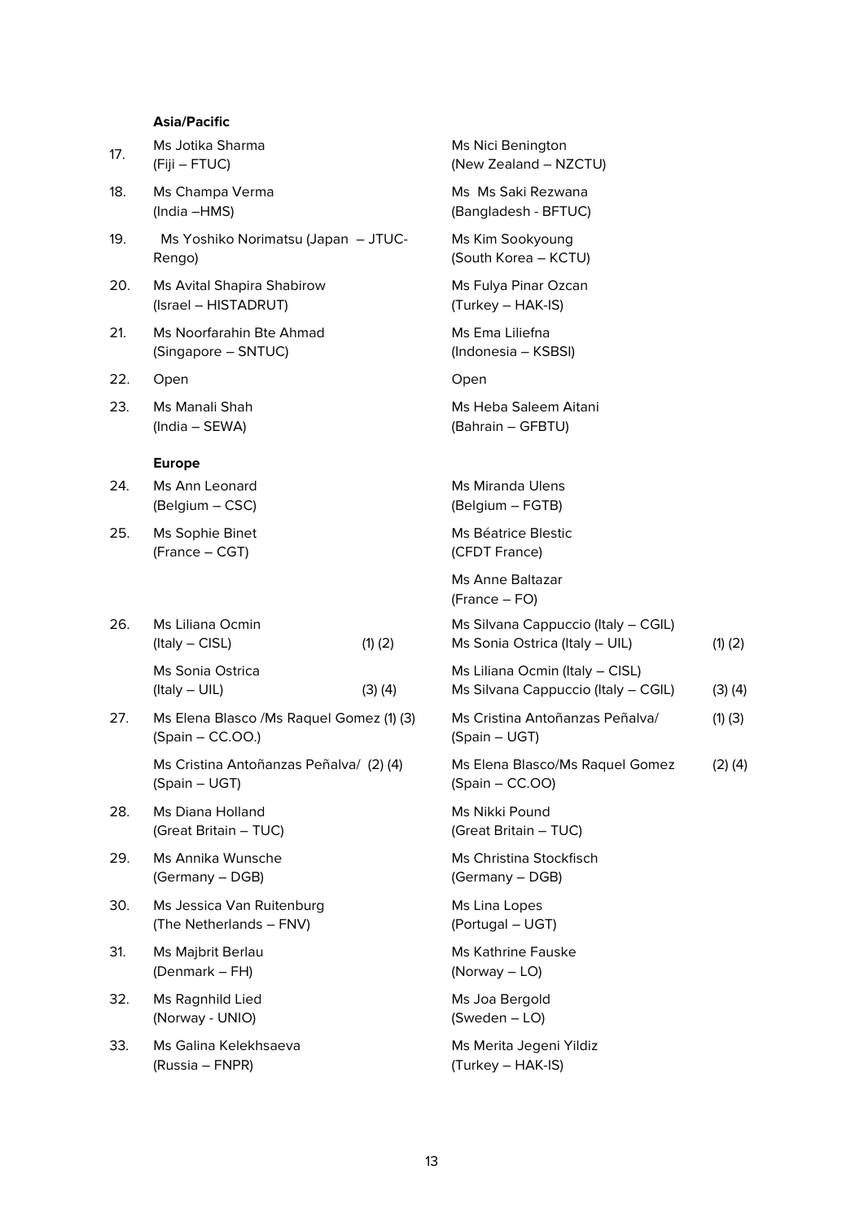| | **Asia/Pacific** | | | |
|---|---|---|---|---|
| 17. | Ms Jotika Sharma (Fiji – FTUC) | | Ms Nici Benington (New Zealand – NZCTU) | |
| 18. | Ms Champa Verma (India –HMS) | | Ms Ms Saki Rezwana (Bangladesh - BFTUC) | |
| 19. | Ms Yoshiko Norimatsu (Japan – JTUC-Rengo) | | Ms Kim Sookyoung (South Korea – KCTU) | |
| 20. | Ms Avital Shapira Shabirow (Israel – HISTADRUT) | | Ms Fulya Pinar Ozcan (Turkey – HAK-IS) | |
| 21. | Ms Noorfarahin Bte Ahmad (Singapore – SNTUC) | | Ms Ema Liliefna (Indonesia – KSBSI) | |
| 22. | Open | | Open | |
| 23. | Ms Manali Shah (India – SEWA) | | Ms Heba Saleem Aitani (Bahrain – GFBTU) | |
| | **Europe** | | | |
| 24. | Ms Ann Leonard (Belgium – CSC) | | Ms Miranda Ulens (Belgium – FGTB) | |
| 25. | Ms Sophie Binet (France – CGT) | | Ms Béatrice Blestic (CFDT France) | |
| | | | Ms Anne Baltazar (France – FO) | |
| 26. | Ms Liliana Ocmin (Italy – CISL) | (1) (2) | Ms Silvana Cappuccio (Italy – CGIL) Ms Sonia Ostrica (Italy – UIL) | (1) (2) |
| | Ms Sonia Ostrica (Italy – UIL) | (3) (4) | Ms Liliana Ocmin (Italy – CISL) Ms Silvana Cappuccio (Italy – CGIL) | (3) (4) |
| 27. | Ms Elena Blasco /Ms Raquel Gomez (Spain – CC.OO.) | (1) (3) | Ms Cristina Antoñanzas Peñalva/ (Spain – UGT) | (1) (3) |
| | Ms Cristina Antoñanzas Peñalva/ (Spain – UGT) | (2) (4) | Ms Elena Blasco/Ms Raquel Gomez (Spain – CC.OO) | (2) (4) |
| 28. | Ms Diana Holland (Great Britain – TUC) | | Ms Nikki Pound (Great Britain – TUC) | |
| 29. | Ms Annika Wunsche (Germany – DGB) | | Ms Christina Stockfisch (Germany – DGB) | |
| 30. | Ms Jessica Van Ruitenburg (The Netherlands – FNV) | | Ms Lina Lopes (Portugal – UGT) | |
| 31. | Ms Majbrit Berlau (Denmark – FH) | | Ms Kathrine Fauske (Norway – LO) | |
| 32. | Ms Ragnhild Lied (Norway - UNIO) | | Ms Joa Bergold (Sweden – LO) | |
| 33. | Ms Galina Kelekhsaeva (Russia – FNPR) | | Ms Merita Jegeni Yildiz (Turkey – HAK-IS) | |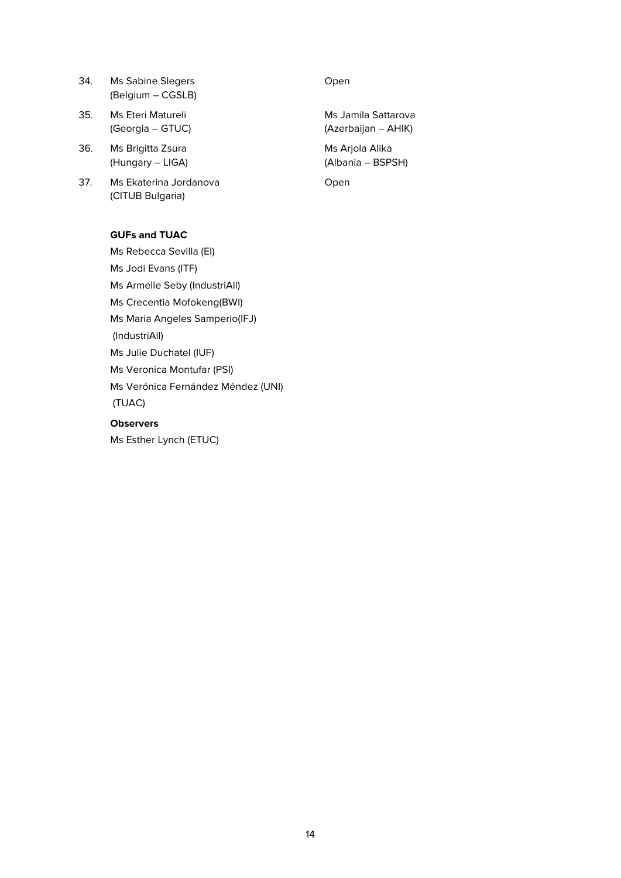| | | |
|---|---|---|
| 34. | Ms Sabine Slegers (Belgium – CGSLB) | Open |
| 35. | Ms Eteri Matureli (Georgia – GTUC) | Ms Jamila Sattarova (Azerbaijan – AHIK) |
| 36. | Ms Brigitta Zsura (Hungary – LIGA) | Ms Arjola Alika (Albania – BSPSH) |
| 37. | Ms Ekaterina Jordanova (CITUB Bulgaria) | Open |

**GUFs and TUAC**

Ms Rebecca Sevilla (EI)

Ms Jodi Evans (ITF)

Ms Armelle Seby (IndustriAll)

Ms Crecentia Mofokeng(BWI)

Ms Maria Angeles Samperio(IFJ)

(IndustriAll)

Ms Julie Duchatel (IUF)

Ms Veronica Montufar (PSI)

Ms Verónica Fernández Méndez (UNI)

(TUAC)

**Observers**

Ms Esther Lynch (ETUC)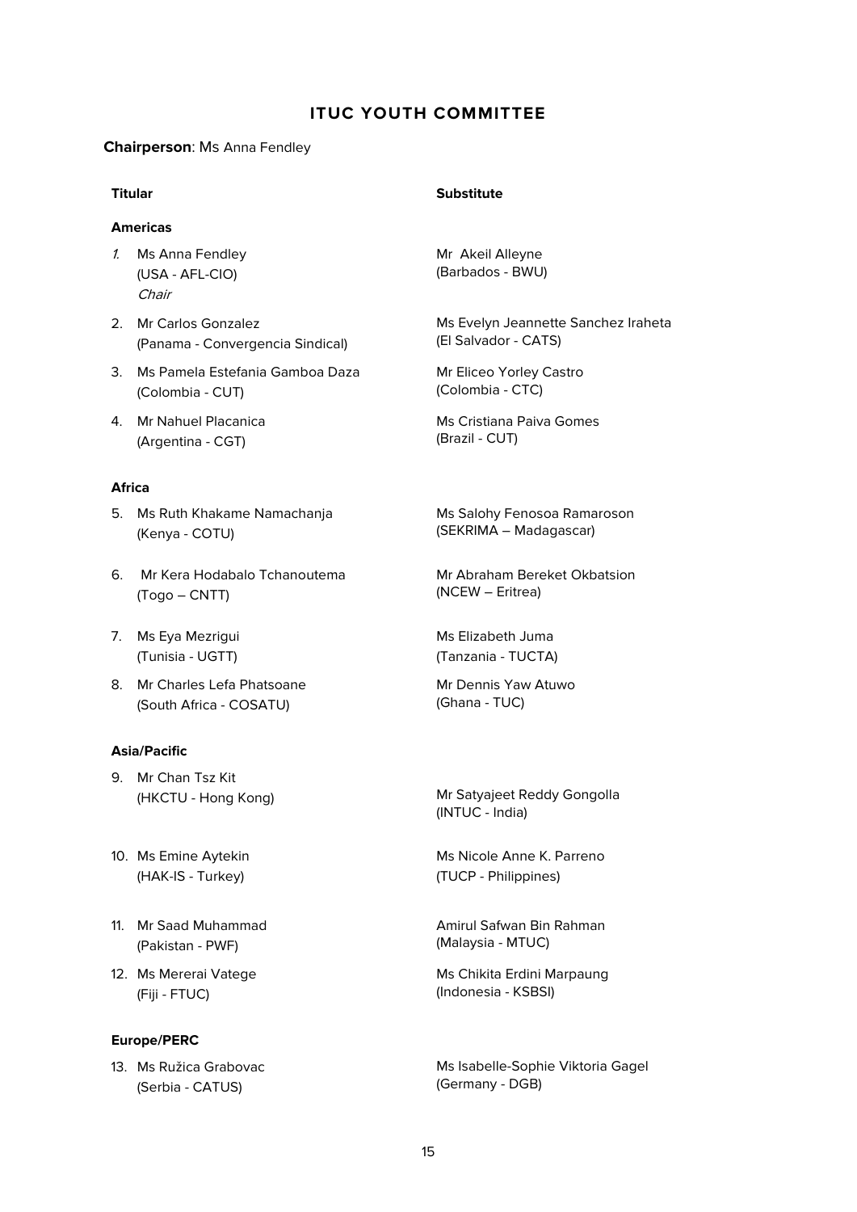## ITUC YOUTH COMMITTEE

**Chairperson**: Ms Anna Fendley

| Titular | Substitute |
| --- | --- |
| **Americas** | |
| 1. Ms Anna Fendley (USA - AFL-CIO) *Chair* | Mr Akeil Alleyne (Barbados - BWU) |
| 2. Mr Carlos Gonzalez (Panama - Convergencia Sindical) | Ms Evelyn Jeannette Sanchez Iraheta (El Salvador - CATS) |
| 3. Ms Pamela Estefania Gamboa Daza (Colombia - CUT) | Mr Eliceo Yorley Castro (Colombia - CTC) |
| 4. Mr Nahuel Placanica (Argentina - CGT) | Ms Cristiana Paiva Gomes (Brazil - CUT) |
| **Africa** | |
| 5. Ms Ruth Khakame Namachanja (Kenya - COTU) | Ms Salohy Fenosoa Ramaroson (SEKRIMA – Madagascar) |
| 6. Mr Kera Hodabalo Tchanoutema (Togo – CNTT) | Mr Abraham Bereket Okbatsion (NCEW – Eritrea) |
| 7. Ms Eya Mezrigui (Tunisia - UGTT) | Ms Elizabeth Juma (Tanzania - TUCTA) |
| 8. Mr Charles Lefa Phatsoane (South Africa - COSATU) | Mr Dennis Yaw Atuwo (Ghana - TUC) |
| **Asia/Pacific** | |
| 9. Mr Chan Tsz Kit (HKCTU - Hong Kong) | Mr Satyajeet Reddy Gongolla (INTUC - India) |
| 10. Ms Emine Aytekin (HAK-IS - Turkey) | Ms Nicole Anne K. Parreno (TUCP - Philippines) |
| 11. Mr Saad Muhammad (Pakistan - PWF) | Amirul Safwan Bin Rahman (Malaysia - MTUC) |
| 12. Ms Mererai Vatege (Fiji - FTUC) | Ms Chikita Erdini Marpaung (Indonesia - KSBSI) |
| **Europe/PERC** | |
| 13. Ms Ružica Grabovac (Serbia - CATUS) | Ms Isabelle-Sophie Viktoria Gagel (Germany - DGB) |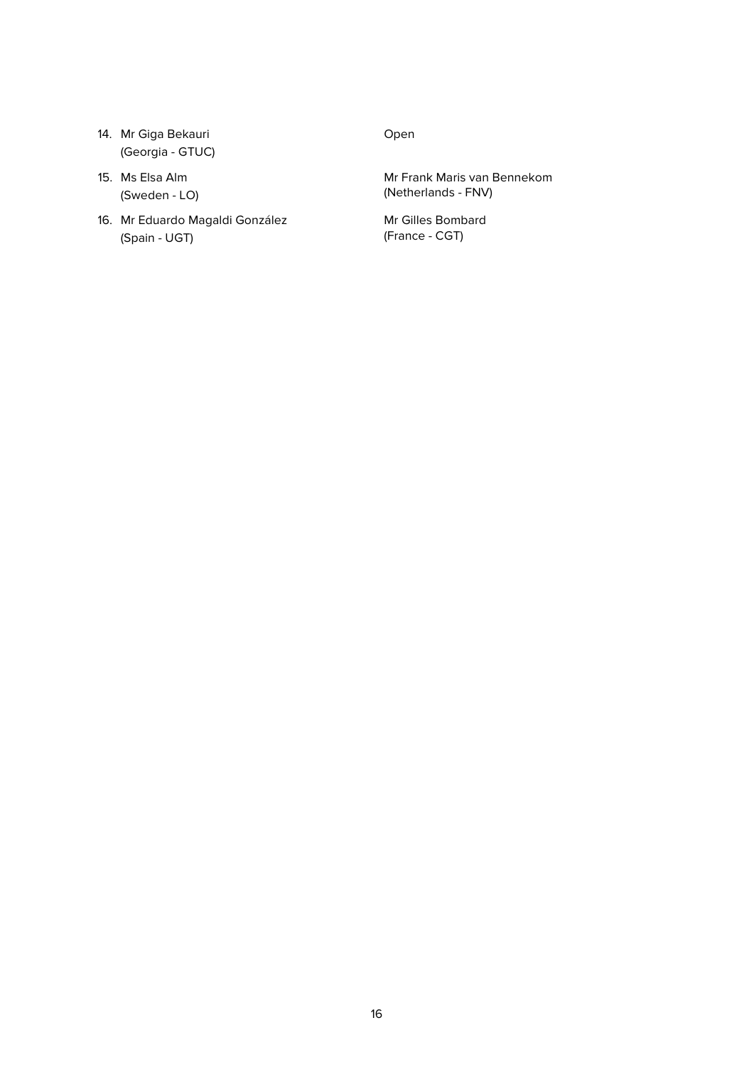| | |
|---|---|
| 14. Mr Giga Bekauri (Georgia - GTUC) | Open |
| 15. Ms Elsa Alm (Sweden - LO) | Mr Frank Maris van Bennekom (Netherlands - FNV) |
| 16. Mr Eduardo Magaldi González (Spain - UGT) | Mr Gilles Bombard (France - CGT) |